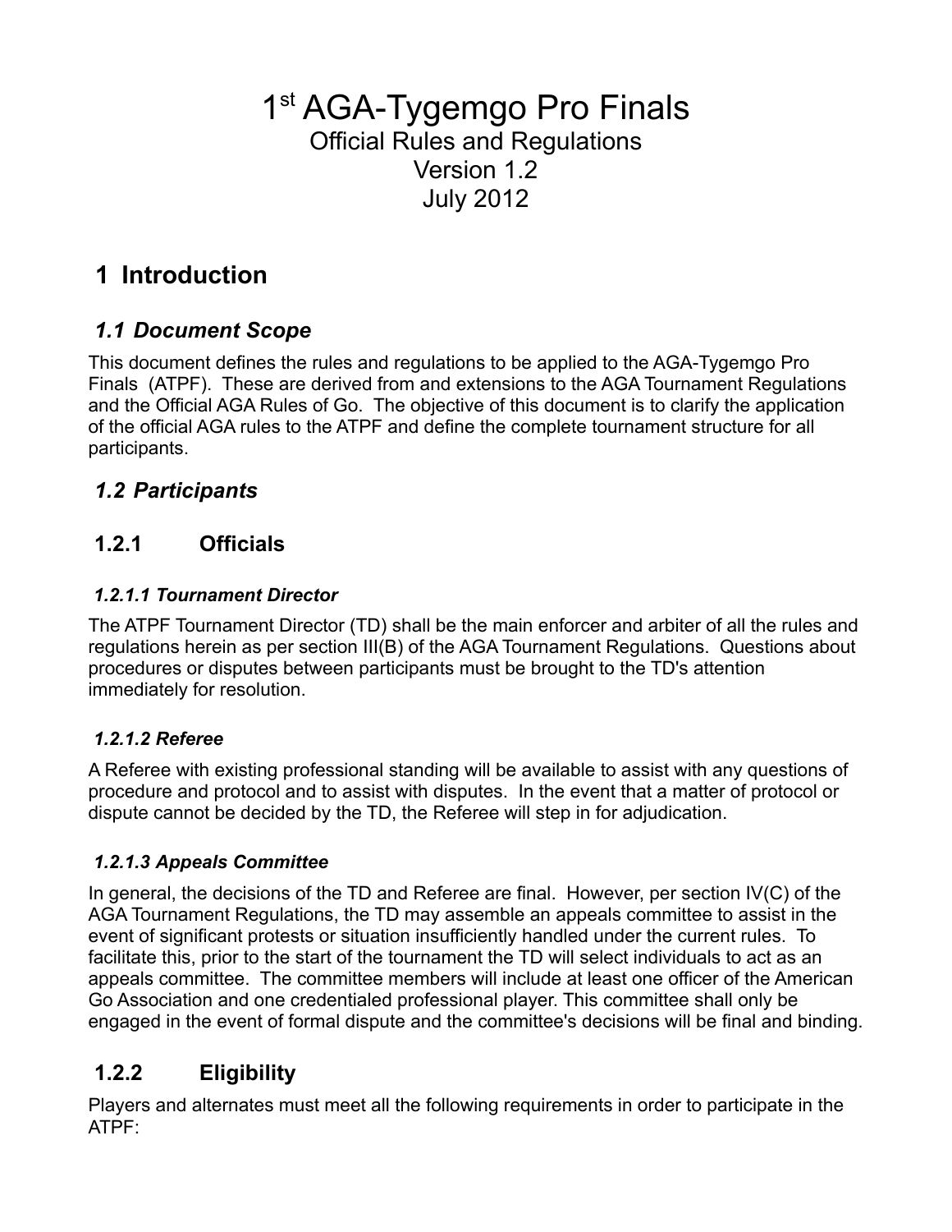# 1st AGA-Tygemgo Pro Finals

Official Rules and Regulations
Version 1.2
July 2012

## 1 Introduction

### *1.1 Document Scope*

This document defines the rules and regulations to be applied to the AGA-Tygemgo Pro Finals (ATPF). These are derived from and extensions to the AGA Tournament Regulations and the Official AGA Rules of Go. The objective of this document is to clarify the application of the official AGA rules to the ATPF and define the complete tournament structure for all participants.

### *1.2 Participants*

### 1.2.1 Officials

#### *1.2.1.1 Tournament Director*

The ATPF Tournament Director (TD) shall be the main enforcer and arbiter of all the rules and regulations herein as per section III(B) of the AGA Tournament Regulations. Questions about procedures or disputes between participants must be brought to the TD's attention immediately for resolution.

#### *1.2.1.2 Referee*

A Referee with existing professional standing will be available to assist with any questions of procedure and protocol and to assist with disputes. In the event that a matter of protocol or dispute cannot be decided by the TD, the Referee will step in for adjudication.

#### *1.2.1.3 Appeals Committee*

In general, the decisions of the TD and Referee are final. However, per section IV(C) of the AGA Tournament Regulations, the TD may assemble an appeals committee to assist in the event of significant protests or situation insufficiently handled under the current rules. To facilitate this, prior to the start of the tournament the TD will select individuals to act as an appeals committee. The committee members will include at least one officer of the American Go Association and one credentialed professional player. This committee shall only be engaged in the event of formal dispute and the committee's decisions will be final and binding.

### 1.2.2 Eligibility

Players and alternates must meet all the following requirements in order to participate in the ATPF: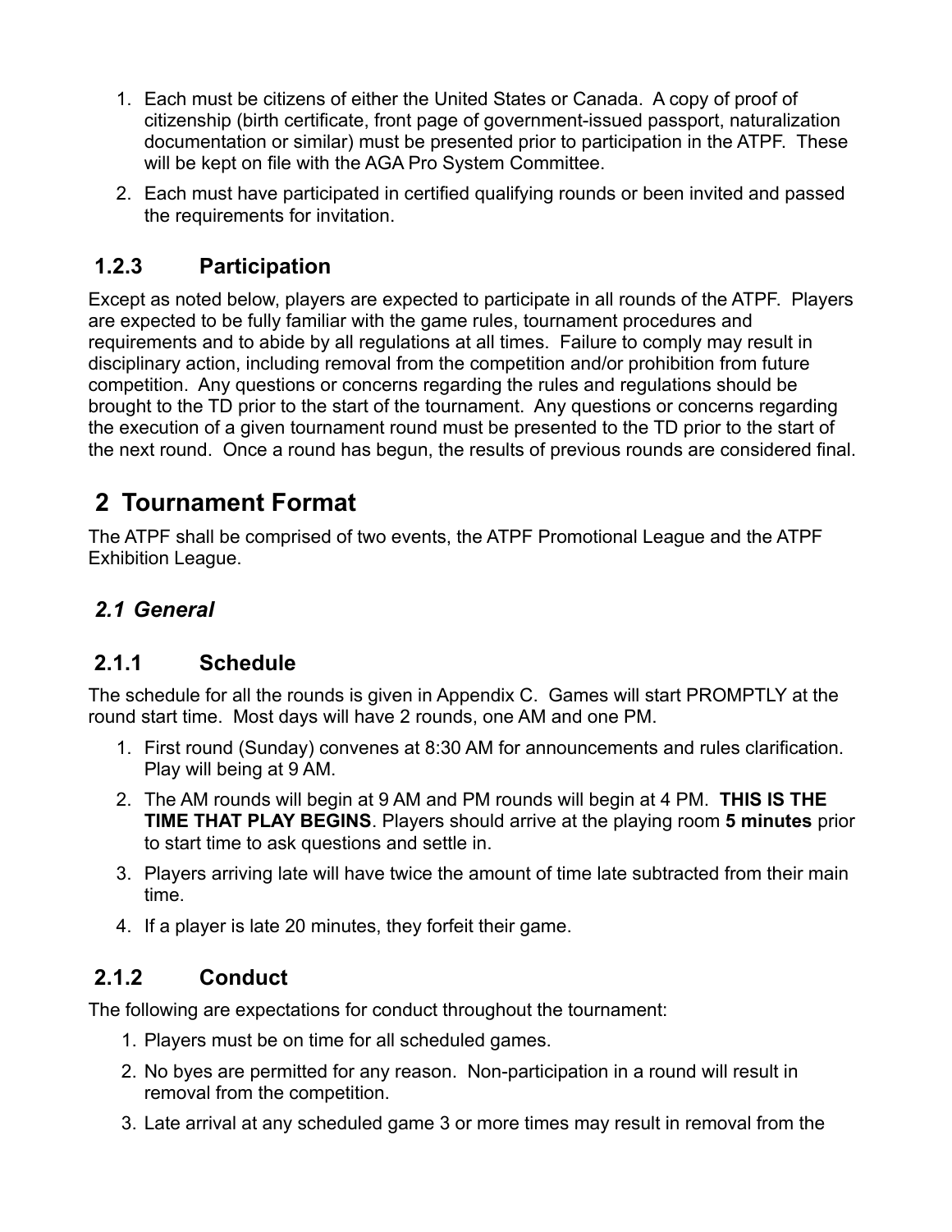1. Each must be citizens of either the United States or Canada. A copy of proof of citizenship (birth certificate, front page of government-issued passport, naturalization documentation or similar) must be presented prior to participation in the ATPF. These will be kept on file with the AGA Pro System Committee.
2. Each must have participated in certified qualifying rounds or been invited and passed the requirements for invitation.

### 1.2.3 Participation

Except as noted below, players are expected to participate in all rounds of the ATPF. Players are expected to be fully familiar with the game rules, tournament procedures and requirements and to abide by all regulations at all times. Failure to comply may result in disciplinary action, including removal from the competition and/or prohibition from future competition. Any questions or concerns regarding the rules and regulations should be brought to the TD prior to the start of the tournament. Any questions or concerns regarding the execution of a given tournament round must be presented to the TD prior to the start of the next round. Once a round has begun, the results of previous rounds are considered final.

# 2 Tournament Format

The ATPF shall be comprised of two events, the ATPF Promotional League and the ATPF Exhibition League.

## *2.1 General*

### 2.1.1 Schedule

The schedule for all the rounds is given in Appendix C. Games will start PROMPTLY at the round start time. Most days will have 2 rounds, one AM and one PM.

1. First round (Sunday) convenes at 8:30 AM for announcements and rules clarification. Play will being at 9 AM.
2. The AM rounds will begin at 9 AM and PM rounds will begin at 4 PM. **THIS IS THE TIME THAT PLAY BEGINS**. Players should arrive at the playing room **5 minutes** prior to start time to ask questions and settle in.
3. Players arriving late will have twice the amount of time late subtracted from their main time.
4. If a player is late 20 minutes, they forfeit their game.

### 2.1.2 Conduct

The following are expectations for conduct throughout the tournament:

1. Players must be on time for all scheduled games.
2. No byes are permitted for any reason. Non-participation in a round will result in removal from the competition.
3. Late arrival at any scheduled game 3 or more times may result in removal from the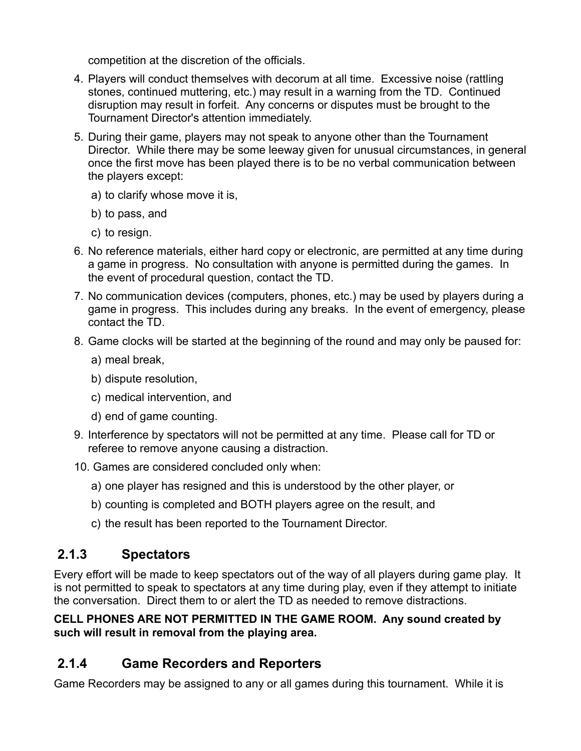competition at the discretion of the officials.

4. Players will conduct themselves with decorum at all time. Excessive noise (rattling stones, continued muttering, etc.) may result in a warning from the TD. Continued disruption may result in forfeit. Any concerns or disputes must be brought to the Tournament Director's attention immediately.
5. During their game, players may not speak to anyone other than the Tournament Director. While there may be some leeway given for unusual circumstances, in general once the first move has been played there is to be no verbal communication between the players except:
   a) to clarify whose move it is,
   b) to pass, and
   c) to resign.
6. No reference materials, either hard copy or electronic, are permitted at any time during a game in progress. No consultation with anyone is permitted during the games. In the event of procedural question, contact the TD.
7. No communication devices (computers, phones, etc.) may be used by players during a game in progress. This includes during any breaks. In the event of emergency, please contact the TD.
8. Game clocks will be started at the beginning of the round and may only be paused for:
   a) meal break,
   b) dispute resolution,
   c) medical intervention, and
   d) end of game counting.
9. Interference by spectators will not be permitted at any time. Please call for TD or referee to remove anyone causing a distraction.
10. Games are considered concluded only when:
    a) one player has resigned and this is understood by the other player, or
    b) counting is completed and BOTH players agree on the result, and
    c) the result has been reported to the Tournament Director.

### 2.1.3 Spectators

Every effort will be made to keep spectators out of the way of all players during game play. It is not permitted to speak to spectators at any time during play, even if they attempt to initiate the conversation. Direct them to or alert the TD as needed to remove distractions.

**CELL PHONES ARE NOT PERMITTED IN THE GAME ROOM. Any sound created by such will result in removal from the playing area.**

### 2.1.4 Game Recorders and Reporters

Game Recorders may be assigned to any or all games during this tournament. While it is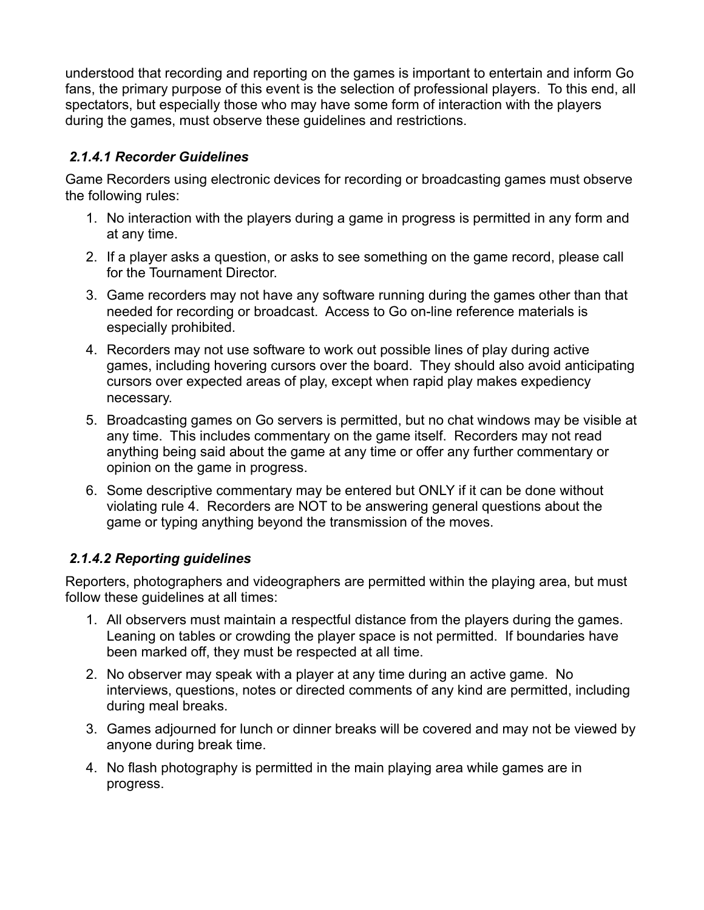understood that recording and reporting on the games is important to entertain and inform Go fans, the primary purpose of this event is the selection of professional players. To this end, all spectators, but especially those who may have some form of interaction with the players during the games, must observe these guidelines and restrictions.

#### *2.1.4.1 Recorder Guidelines*

Game Recorders using electronic devices for recording or broadcasting games must observe the following rules:

1. No interaction with the players during a game in progress is permitted in any form and at any time.
2. If a player asks a question, or asks to see something on the game record, please call for the Tournament Director.
3. Game recorders may not have any software running during the games other than that needed for recording or broadcast. Access to Go on-line reference materials is especially prohibited.
4. Recorders may not use software to work out possible lines of play during active games, including hovering cursors over the board. They should also avoid anticipating cursors over expected areas of play, except when rapid play makes expediency necessary.
5. Broadcasting games on Go servers is permitted, but no chat windows may be visible at any time. This includes commentary on the game itself. Recorders may not read anything being said about the game at any time or offer any further commentary or opinion on the game in progress.
6. Some descriptive commentary may be entered but ONLY if it can be done without violating rule 4. Recorders are NOT to be answering general questions about the game or typing anything beyond the transmission of the moves.

#### *2.1.4.2 Reporting guidelines*

Reporters, photographers and videographers are permitted within the playing area, but must follow these guidelines at all times:

1. All observers must maintain a respectful distance from the players during the games. Leaning on tables or crowding the player space is not permitted. If boundaries have been marked off, they must be respected at all time.
2. No observer may speak with a player at any time during an active game. No interviews, questions, notes or directed comments of any kind are permitted, including during meal breaks.
3. Games adjourned for lunch or dinner breaks will be covered and may not be viewed by anyone during break time.
4. No flash photography is permitted in the main playing area while games are in progress.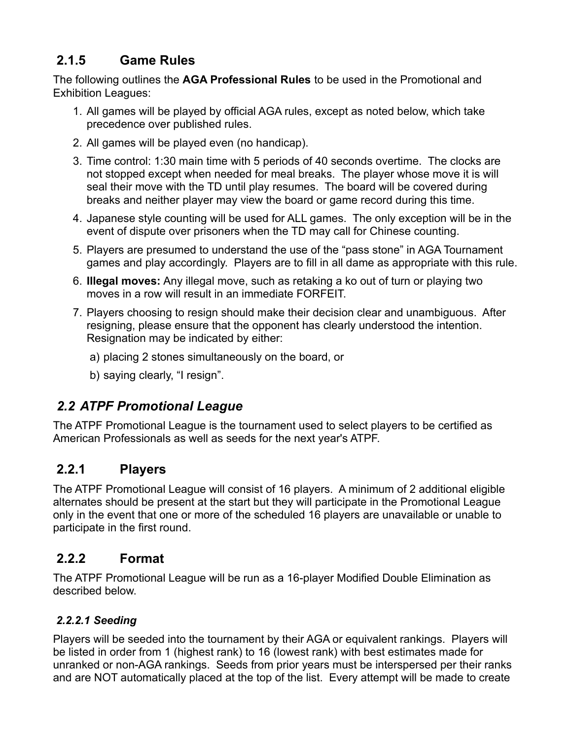### 2.1.5 Game Rules

The following outlines the **AGA Professional Rules** to be used in the Promotional and Exhibition Leagues:

1. All games will be played by official AGA rules, except as noted below, which take precedence over published rules.
2. All games will be played even (no handicap).
3. Time control: 1:30 main time with 5 periods of 40 seconds overtime. The clocks are not stopped except when needed for meal breaks. The player whose move it is will seal their move with the TD until play resumes. The board will be covered during breaks and neither player may view the board or game record during this time.
4. Japanese style counting will be used for ALL games. The only exception will be in the event of dispute over prisoners when the TD may call for Chinese counting.
5. Players are presumed to understand the use of the "pass stone" in AGA Tournament games and play accordingly. Players are to fill in all dame as appropriate with this rule.
6. **Illegal moves:** Any illegal move, such as retaking a ko out of turn or playing two moves in a row will result in an immediate FORFEIT.
7. Players choosing to resign should make their decision clear and unambiguous. After resigning, please ensure that the opponent has clearly understood the intention. Resignation may be indicated by either:

   a) placing 2 stones simultaneously on the board, or

   b) saying clearly, "I resign".

## *2.2 ATPF Promotional League*

The ATPF Promotional League is the tournament used to select players to be certified as American Professionals as well as seeds for the next year's ATPF.

### 2.2.1 Players

The ATPF Promotional League will consist of 16 players. A minimum of 2 additional eligible alternates should be present at the start but they will participate in the Promotional League only in the event that one or more of the scheduled 16 players are unavailable or unable to participate in the first round.

### 2.2.2 Format

The ATPF Promotional League will be run as a 16-player Modified Double Elimination as described below.

#### *2.2.2.1 Seeding*

Players will be seeded into the tournament by their AGA or equivalent rankings. Players will be listed in order from 1 (highest rank) to 16 (lowest rank) with best estimates made for unranked or non-AGA rankings. Seeds from prior years must be interspersed per their ranks and are NOT automatically placed at the top of the list. Every attempt will be made to create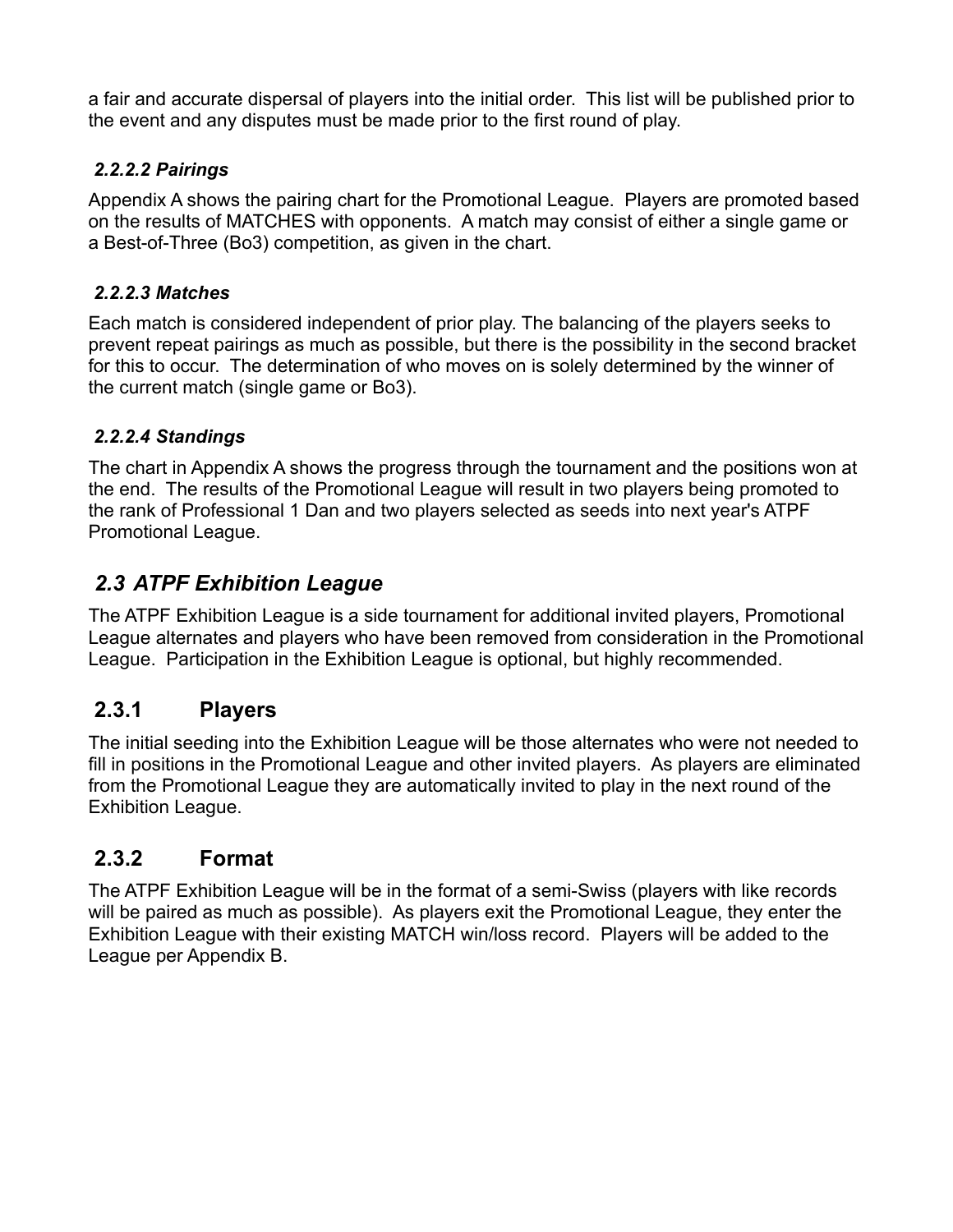a fair and accurate dispersal of players into the initial order. This list will be published prior to the event and any disputes must be made prior to the first round of play.

#### *2.2.2.2 Pairings*

Appendix A shows the pairing chart for the Promotional League. Players are promoted based on the results of MATCHES with opponents. A match may consist of either a single game or a Best-of-Three (Bo3) competition, as given in the chart.

#### *2.2.2.3 Matches*

Each match is considered independent of prior play. The balancing of the players seeks to prevent repeat pairings as much as possible, but there is the possibility in the second bracket for this to occur. The determination of who moves on is solely determined by the winner of the current match (single game or Bo3).

#### *2.2.2.4 Standings*

The chart in Appendix A shows the progress through the tournament and the positions won at the end. The results of the Promotional League will result in two players being promoted to the rank of Professional 1 Dan and two players selected as seeds into next year's ATPF Promotional League.

## *2.3 ATPF Exhibition League*

The ATPF Exhibition League is a side tournament for additional invited players, Promotional League alternates and players who have been removed from consideration in the Promotional League. Participation in the Exhibition League is optional, but highly recommended.

### 2.3.1 Players

The initial seeding into the Exhibition League will be those alternates who were not needed to fill in positions in the Promotional League and other invited players. As players are eliminated from the Promotional League they are automatically invited to play in the next round of the Exhibition League.

### 2.3.2 Format

The ATPF Exhibition League will be in the format of a semi-Swiss (players with like records will be paired as much as possible). As players exit the Promotional League, they enter the Exhibition League with their existing MATCH win/loss record. Players will be added to the League per Appendix B.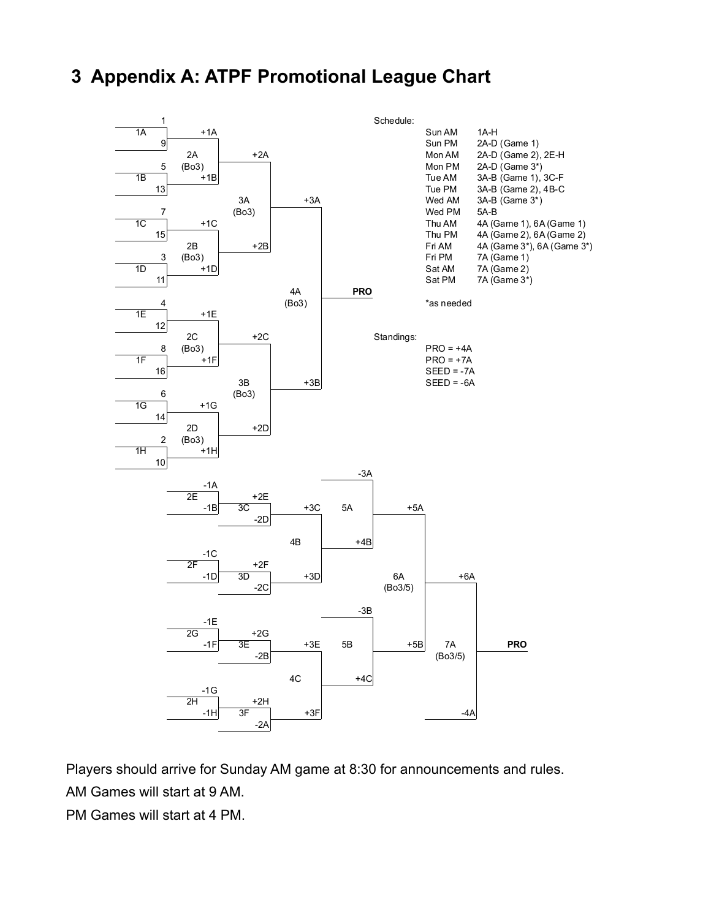# 3 Appendix A: ATPF Promotional League Chart

Schedule:

| | |
|---|---|
| Sun AM | 1A-H |
| Sun PM | 2A-D (Game 1) |
| Mon AM | 2A-D (Game 2), 2E-H |
| Mon PM | 2A-D (Game 3*) |
| Tue AM | 3A-B (Game 1), 3C-F |
| Tue PM | 3A-B (Game 2), 4B-C |
| Wed AM | 3A-B (Game 3*) |
| Wed PM | 5A-B |
| Thu AM | 4A (Game 1), 6A (Game 1) |
| Thu PM | 4A (Game 2), 6A (Game 2) |
| Fri AM | 4A (Game 3*), 6A (Game 3*) |
| Fri PM | 7A (Game 1) |
| Sat AM | 7A (Game 2) |
| Sat PM | 7A (Game 3*) |

*as needed

Standings:

PRO = +4A
PRO = +7A
SEED = -7A
SEED = -6A

Winners bracket:

| Match | Participants | Format |
|---|---|---|
| 1A | 1 vs 9 | |
| 1B | 5 vs 13 | |
| 1C | 7 vs 15 | |
| 1D | 3 vs 11 | |
| 1E | 4 vs 12 | |
| 1F | 8 vs 16 | |
| 1G | 6 vs 14 | |
| 1H | 2 vs 10 | |
| 2A | +1A vs +1B | Bo3 |
| 2B | +1C vs +1D | Bo3 |
| 2C | +1E vs +1F | Bo3 |
| 2D | +1G vs +1H | Bo3 |
| 3A | +2A vs +2B | Bo3 |
| 3B | +2C vs +2D | Bo3 |
| 4A | +3A vs +3B → PRO | Bo3 |

Losers bracket:

| Match | Participants | Format |
|---|---|---|
| 2E | -1A vs -1B | |
| 2F | -1C vs -1D | |
| 2G | -1E vs -1F | |
| 2H | -1G vs -1H | |
| 3C | +2E vs -2D | |
| 3D | +2F vs -2C | |
| 3E | +2G vs -2B | |
| 3F | +2H vs -2A | |
| 4B | +3C vs +3D | |
| 4C | +3E vs +3F | |
| 5A | -3A vs +4B | |
| 5B | -3B vs +4C | |
| 6A | +5A vs +5B | Bo3/5 |
| 7A | +6A vs -4A → PRO | Bo3/5 |

Players should arrive for Sunday AM game at 8:30 for announcements and rules.

AM Games will start at 9 AM.

PM Games will start at 4 PM.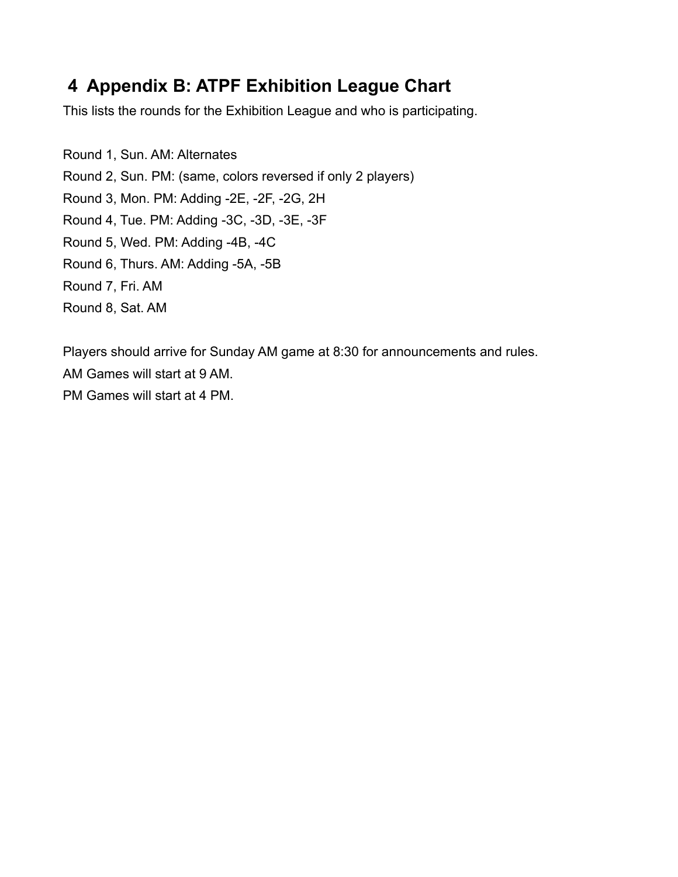## 4 Appendix B: ATPF Exhibition League Chart

This lists the rounds for the Exhibition League and who is participating.

Round 1, Sun. AM: Alternates
Round 2, Sun. PM: (same, colors reversed if only 2 players)
Round 3, Mon. PM: Adding -2E, -2F, -2G, 2H
Round 4, Tue. PM: Adding -3C, -3D, -3E, -3F
Round 5, Wed. PM: Adding -4B, -4C
Round 6, Thurs. AM: Adding -5A, -5B
Round 7, Fri. AM
Round 8, Sat. AM

Players should arrive for Sunday AM game at 8:30 for announcements and rules.
AM Games will start at 9 AM.
PM Games will start at 4 PM.